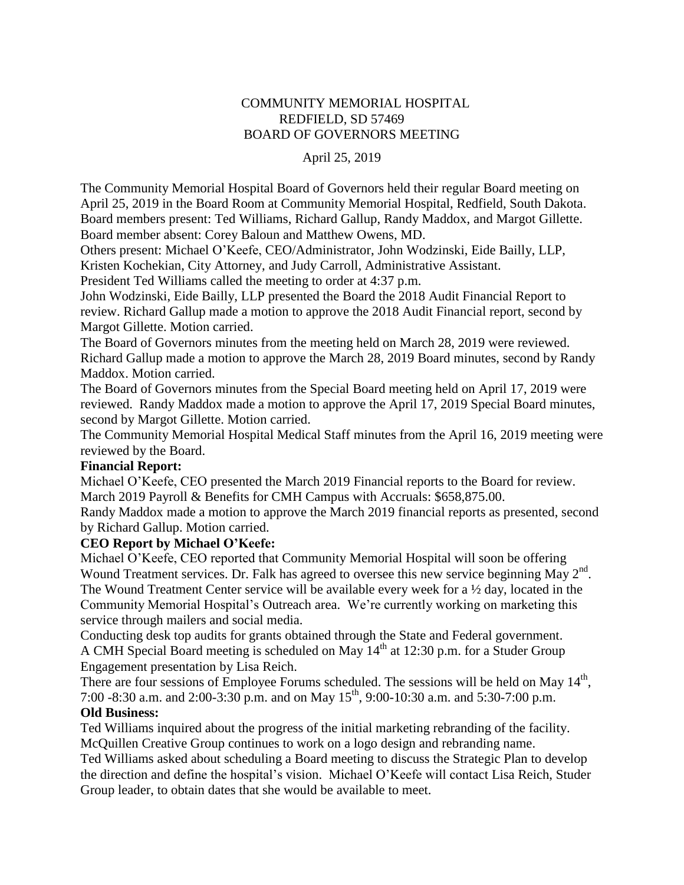# COMMUNITY MEMORIAL HOSPITAL
## REDFIELD, SD 57469
## BOARD OF GOVERNORS MEETING

April 25, 2019

The Community Memorial Hospital Board of Governors held their regular Board meeting on April 25, 2019 in the Board Room at Community Memorial Hospital, Redfield, South Dakota. Board members present: Ted Williams, Richard Gallup, Randy Maddox, and Margot Gillette. Board member absent: Corey Baloun and Matthew Owens, MD.

Others present: Michael O'Keefe, CEO/Administrator, John Wodzinski, Eide Bailly, LLP, Kristen Kochekian, City Attorney, and Judy Carroll, Administrative Assistant.

President Ted Williams called the meeting to order at 4:37 p.m.

John Wodzinski, Eide Bailly, LLP presented the Board the 2018 Audit Financial Report to review. Richard Gallup made a motion to approve the 2018 Audit Financial report, second by Margot Gillette. Motion carried.

The Board of Governors minutes from the meeting held on March 28, 2019 were reviewed. Richard Gallup made a motion to approve the March 28, 2019 Board minutes, second by Randy Maddox. Motion carried.

The Board of Governors minutes from the Special Board meeting held on April 17, 2019 were reviewed. Randy Maddox made a motion to approve the April 17, 2019 Special Board minutes, second by Margot Gillette. Motion carried.

The Community Memorial Hospital Medical Staff minutes from the April 16, 2019 meeting were reviewed by the Board.

**Financial Report:**

Michael O'Keefe, CEO presented the March 2019 Financial reports to the Board for review. March 2019 Payroll & Benefits for CMH Campus with Accruals: $658,875.00.

Randy Maddox made a motion to approve the March 2019 financial reports as presented, second by Richard Gallup. Motion carried.

**CEO Report by Michael O'Keefe:**

Michael O'Keefe, CEO reported that Community Memorial Hospital will soon be offering Wound Treatment services. Dr. Falk has agreed to oversee this new service beginning May 2nd. The Wound Treatment Center service will be available every week for a ½ day, located in the Community Memorial Hospital's Outreach area. We're currently working on marketing this service through mailers and social media.

Conducting desk top audits for grants obtained through the State and Federal government.

A CMH Special Board meeting is scheduled on May 14th at 12:30 p.m. for a Studer Group Engagement presentation by Lisa Reich.

There are four sessions of Employee Forums scheduled. The sessions will be held on May 14th, 7:00 -8:30 a.m. and 2:00-3:30 p.m. and on May 15th, 9:00-10:30 a.m. and 5:30-7:00 p.m.

**Old Business:**

Ted Williams inquired about the progress of the initial marketing rebranding of the facility. McQuillen Creative Group continues to work on a logo design and rebranding name.

Ted Williams asked about scheduling a Board meeting to discuss the Strategic Plan to develop the direction and define the hospital's vision. Michael O'Keefe will contact Lisa Reich, Studer Group leader, to obtain dates that she would be available to meet.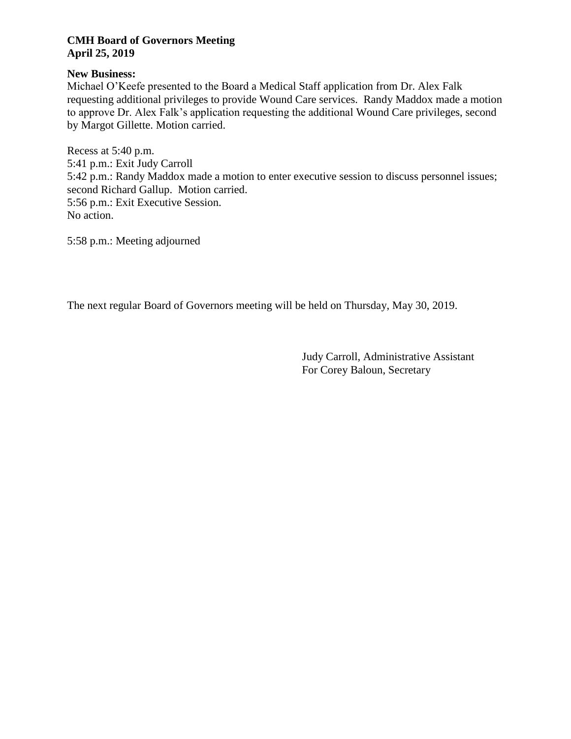**CMH Board of Governors Meeting**
**April 25, 2019**

**New Business:**
Michael O'Keefe presented to the Board a Medical Staff application from Dr. Alex Falk requesting additional privileges to provide Wound Care services. Randy Maddox made a motion to approve Dr. Alex Falk's application requesting the additional Wound Care privileges, second by Margot Gillette. Motion carried.

Recess at 5:40 p.m.
5:41 p.m.: Exit Judy Carroll
5:42 p.m.: Randy Maddox made a motion to enter executive session to discuss personnel issues; second Richard Gallup. Motion carried.
5:56 p.m.: Exit Executive Session.
No action.

5:58 p.m.: Meeting adjourned

The next regular Board of Governors meeting will be held on Thursday, May 30, 2019.

Judy Carroll, Administrative Assistant
For Corey Baloun, Secretary